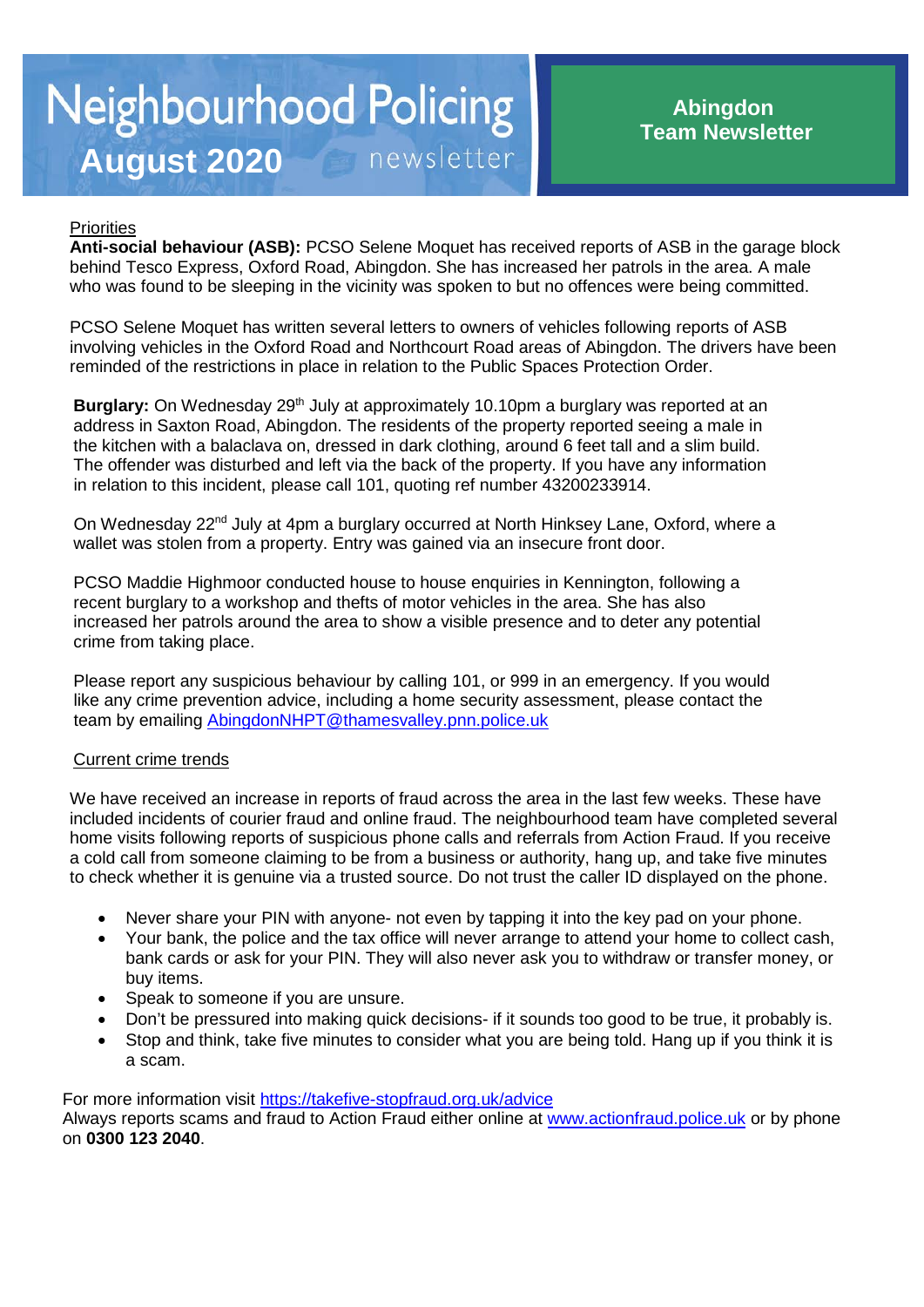# Neighbourhood Policing August 2020 newsletter

## Abingdon Team Newsletter

Priorities

**Anti-social behaviour (ASB):** PCSO Selene Moquet has received reports of ASB in the garage block behind Tesco Express, Oxford Road, Abingdon. She has increased her patrols in the area. A male who was found to be sleeping in the vicinity was spoken to but no offences were being committed.

PCSO Selene Moquet has written several letters to owners of vehicles following reports of ASB involving vehicles in the Oxford Road and Northcourt Road areas of Abingdon. The drivers have been reminded of the restrictions in place in relation to the Public Spaces Protection Order.

**Burglary:** On Wednesday 29th July at approximately 10.10pm a burglary was reported at an address in Saxton Road, Abingdon. The residents of the property reported seeing a male in the kitchen with a balaclava on, dressed in dark clothing, around 6 feet tall and a slim build. The offender was disturbed and left via the back of the property. If you have any information in relation to this incident, please call 101, quoting ref number 43200233914.

On Wednesday 22nd July at 4pm a burglary occurred at North Hinksey Lane, Oxford, where a wallet was stolen from a property. Entry was gained via an insecure front door.

PCSO Maddie Highmoor conducted house to house enquiries in Kennington, following a recent burglary to a workshop and thefts of motor vehicles in the area. She has also increased her patrols around the area to show a visible presence and to deter any potential crime from taking place.

Please report any suspicious behaviour by calling 101, or 999 in an emergency. If you would like any crime prevention advice, including a home security assessment, please contact the team by emailing AbingdonNHPT@thamesvalley.pnn.police.uk

Current crime trends

We have received an increase in reports of fraud across the area in the last few weeks. These have included incidents of courier fraud and online fraud. The neighbourhood team have completed several home visits following reports of suspicious phone calls and referrals from Action Fraud. If you receive a cold call from someone claiming to be from a business or authority, hang up, and take five minutes to check whether it is genuine via a trusted source. Do not trust the caller ID displayed on the phone.

- Never share your PIN with anyone- not even by tapping it into the key pad on your phone.
- Your bank, the police and the tax office will never arrange to attend your home to collect cash, bank cards or ask for your PIN. They will also never ask you to withdraw or transfer money, or buy items.
- Speak to someone if you are unsure.
- Don't be pressured into making quick decisions- if it sounds too good to be true, it probably is.
- Stop and think, take five minutes to consider what you are being told. Hang up if you think it is a scam.

For more information visit https://takefive-stopfraud.org.uk/advice
Always reports scams and fraud to Action Fraud either online at www.actionfraud.police.uk or by phone on **0300 123 2040**.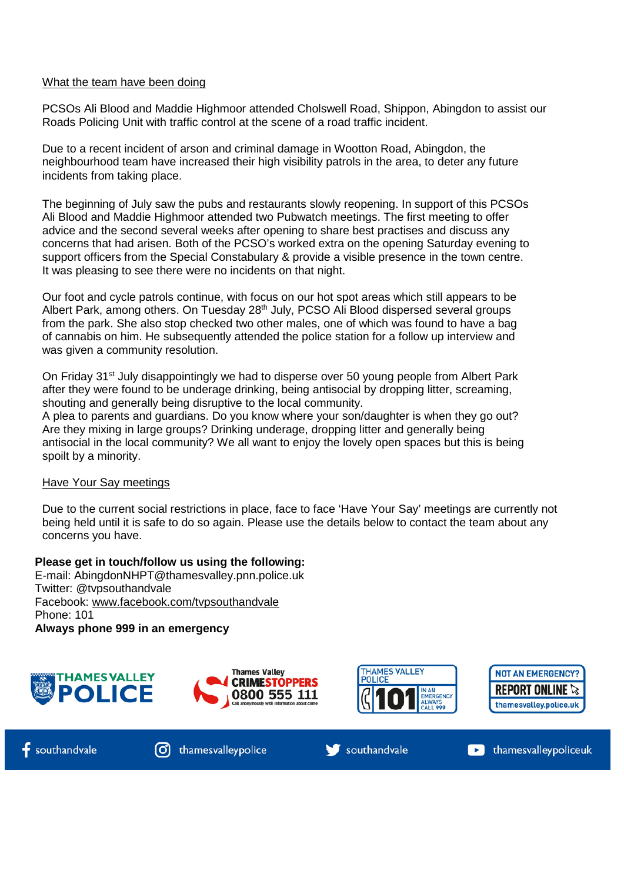What the team have been doing

PCSOs Ali Blood and Maddie Highmoor attended Cholswell Road, Shippon, Abingdon to assist our Roads Policing Unit with traffic control at the scene of a road traffic incident.

Due to a recent incident of arson and criminal damage in Wootton Road, Abingdon, the neighbourhood team have increased their high visibility patrols in the area, to deter any future incidents from taking place.

The beginning of July saw the pubs and restaurants slowly reopening. In support of this PCSOs Ali Blood and Maddie Highmoor attended two Pubwatch meetings. The first meeting to offer advice and the second several weeks after opening to share best practises and discuss any concerns that had arisen. Both of the PCSO's worked extra on the opening Saturday evening to support officers from the Special Constabulary & provide a visible presence in the town centre. It was pleasing to see there were no incidents on that night.

Our foot and cycle patrols continue, with focus on our hot spot areas which still appears to be Albert Park, among others. On Tuesday 28th July, PCSO Ali Blood dispersed several groups from the park. She also stop checked two other males, one of which was found to have a bag of cannabis on him. He subsequently attended the police station for a follow up interview and was given a community resolution.

On Friday 31st July disappointingly we had to disperse over 50 young people from Albert Park after they were found to be underage drinking, being antisocial by dropping litter, screaming, shouting and generally being disruptive to the local community.
A plea to parents and guardians. Do you know where your son/daughter is when they go out? Are they mixing in large groups? Drinking underage, dropping litter and generally being antisocial in the local community? We all want to enjoy the lovely open spaces but this is being spoilt by a minority.

Have Your Say meetings

Due to the current social restrictions in place, face to face 'Have Your Say' meetings are currently not being held until it is safe to do so again. Please use the details below to contact the team about any concerns you have.

**Please get in touch/follow us using the following:**
E-mail: AbingdonNHPT@thamesvalley.pnn.police.uk
Twitter: @tvpsouthandvale
Facebook: www.facebook.com/tvpsouthandvale
Phone: 101
**Always phone 999 in an emergency**

THAMES VALLEY POLICE

Thames Valley CRIMESTOPPERS 0800 555 111 Call anonymously with information about crime

THAMES VALLEY POLICE 101 IN AN EMERGENCY ALWAYS CALL 999

NOT AN EMERGENCY? REPORT ONLINE thamesvalley.police.uk

southandvale thamesvalleypolice southandvale thamesvalleypoliceuk